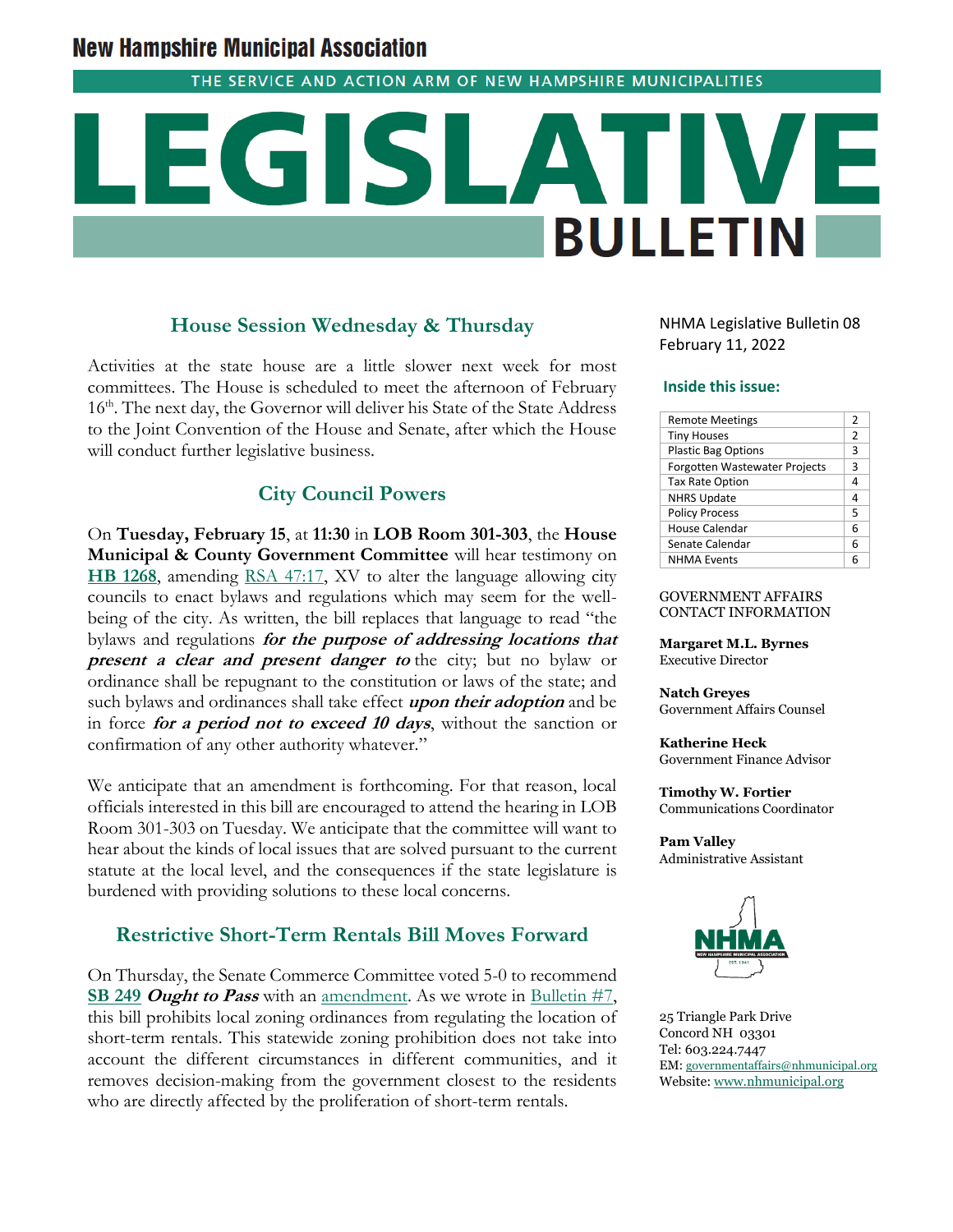# New Hampshire Municipal Association

THE SERVICE AND ACTION ARM OF NEW HAMPSHIRE MUNICIPALITIES

# LEGISLATIVE BULLETIN

NHMA Legislative Bulletin 08
February 11, 2022

**Inside this issue:**

| | |
|---|---|
| Remote Meetings | 2 |
| Tiny Houses | 2 |
| Plastic Bag Options | 3 |
| Forgotten Wastewater Projects | 3 |
| Tax Rate Option | 4 |
| NHRS Update | 4 |
| Policy Process | 5 |
| House Calendar | 6 |
| Senate Calendar | 6 |
| NHMA Events | 6 |

## House Session Wednesday & Thursday

Activities at the state house are a little slower next week for most committees. The House is scheduled to meet the afternoon of February 16th. The next day, the Governor will deliver his State of the State Address to the Joint Convention of the House and Senate, after which the House will conduct further legislative business.

## City Council Powers

On **Tuesday, February 15**, at **11:30** in **LOB Room 301-303**, the **House Municipal & County Government Committee** will hear testimony on **HB 1268**, amending RSA 47:17, XV to alter the language allowing city councils to enact bylaws and regulations which may seem for the well-being of the city. As written, the bill replaces that language to read "the bylaws and regulations ***for the purpose of addressing locations that present a clear and present danger to*** the city; but no bylaw or ordinance shall be repugnant to the constitution or laws of the state; and such bylaws and ordinances shall take effect ***upon their adoption*** and be in force ***for a period not to exceed 10 days***, without the sanction or confirmation of any other authority whatever."

We anticipate that an amendment is forthcoming. For that reason, local officials interested in this bill are encouraged to attend the hearing in LOB Room 301-303 on Tuesday. We anticipate that the committee will want to hear about the kinds of local issues that are solved pursuant to the current statute at the local level, and the consequences if the state legislature is burdened with providing solutions to these local concerns.

## Restrictive Short-Term Rentals Bill Moves Forward

On Thursday, the Senate Commerce Committee voted 5-0 to recommend **SB 249** ***Ought to Pass*** with an amendment. As we wrote in Bulletin #7, this bill prohibits local zoning ordinances from regulating the location of short-term rentals. This statewide zoning prohibition does not take into account the different circumstances in different communities, and it removes decision-making from the government closest to the residents who are directly affected by the proliferation of short-term rentals.

GOVERNMENT AFFAIRS CONTACT INFORMATION

**Margaret M.L. Byrnes**
Executive Director

**Natch Greyes**
Government Affairs Counsel

**Katherine Heck**
Government Finance Advisor

**Timothy W. Fortier**
Communications Coordinator

**Pam Valley**
Administrative Assistant

25 Triangle Park Drive
Concord NH 03301
Tel: 603.224.7447
EM: governmentaffairs@nhmunicipal.org
Website: www.nhmunicipal.org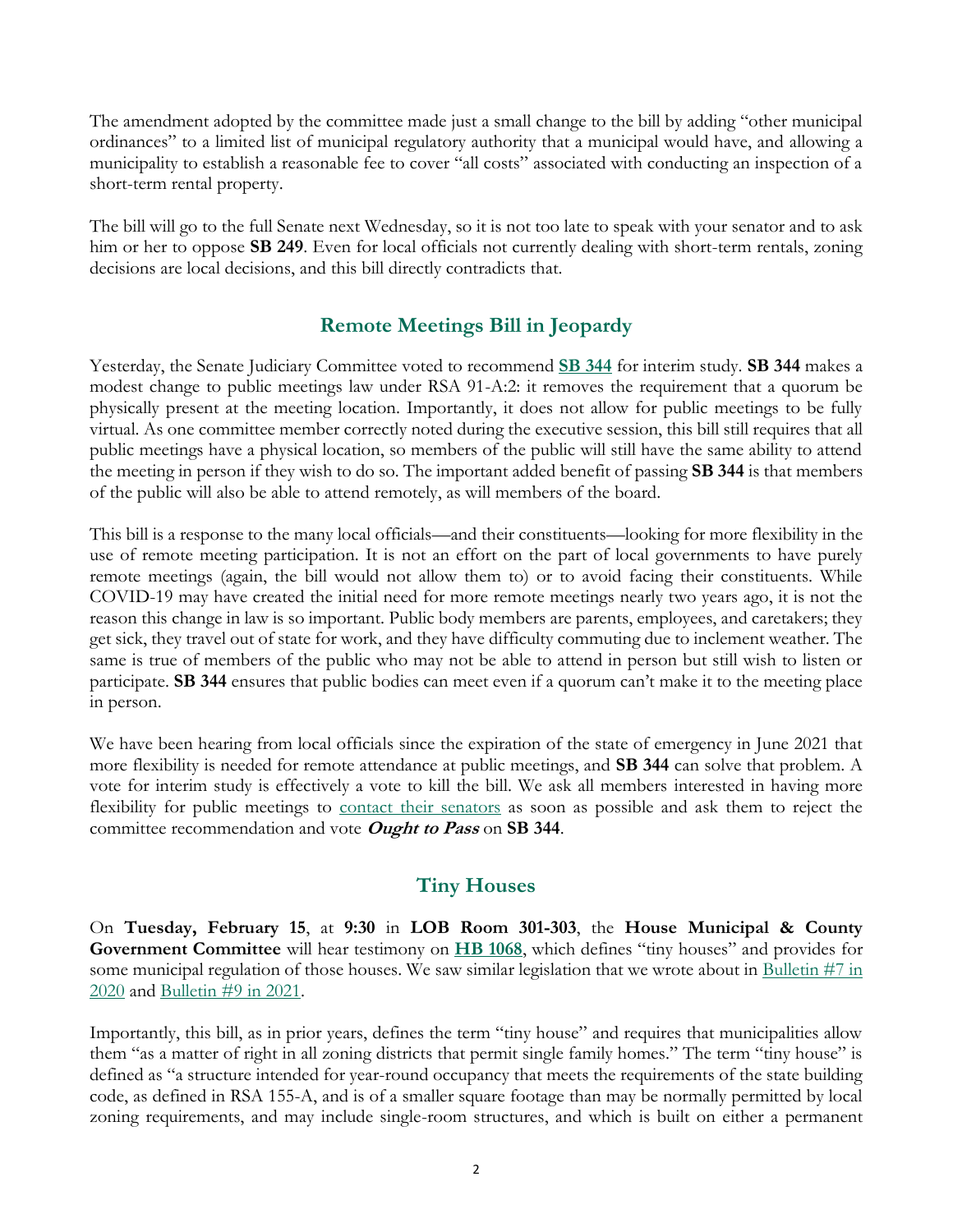The amendment adopted by the committee made just a small change to the bill by adding "other municipal ordinances" to a limited list of municipal regulatory authority that a municipal would have, and allowing a municipality to establish a reasonable fee to cover "all costs" associated with conducting an inspection of a short-term rental property.

The bill will go to the full Senate next Wednesday, so it is not too late to speak with your senator and to ask him or her to oppose **SB 249**. Even for local officials not currently dealing with short-term rentals, zoning decisions are local decisions, and this bill directly contradicts that.

## Remote Meetings Bill in Jeopardy

Yesterday, the Senate Judiciary Committee voted to recommend **SB 344** for interim study. **SB 344** makes a modest change to public meetings law under RSA 91-A:2: it removes the requirement that a quorum be physically present at the meeting location. Importantly, it does not allow for public meetings to be fully virtual. As one committee member correctly noted during the executive session, this bill still requires that all public meetings have a physical location, so members of the public will still have the same ability to attend the meeting in person if they wish to do so. The important added benefit of passing **SB 344** is that members of the public will also be able to attend remotely, as will members of the board.

This bill is a response to the many local officials—and their constituents—looking for more flexibility in the use of remote meeting participation. It is not an effort on the part of local governments to have purely remote meetings (again, the bill would not allow them to) or to avoid facing their constituents. While COVID-19 may have created the initial need for more remote meetings nearly two years ago, it is not the reason this change in law is so important. Public body members are parents, employees, and caretakers; they get sick, they travel out of state for work, and they have difficulty commuting due to inclement weather. The same is true of members of the public who may not be able to attend in person but still wish to listen or participate. **SB 344** ensures that public bodies can meet even if a quorum can't make it to the meeting place in person.

We have been hearing from local officials since the expiration of the state of emergency in June 2021 that more flexibility is needed for remote attendance at public meetings, and **SB 344** can solve that problem. A vote for interim study is effectively a vote to kill the bill. We ask all members interested in having more flexibility for public meetings to contact their senators as soon as possible and ask them to reject the committee recommendation and vote ***Ought to Pass*** on **SB 344**.

## Tiny Houses

On **Tuesday, February 15**, at **9:30** in **LOB Room 301-303**, the **House Municipal & County Government Committee** will hear testimony on **HB 1068**, which defines "tiny houses" and provides for some municipal regulation of those houses. We saw similar legislation that we wrote about in Bulletin #7 in 2020 and Bulletin #9 in 2021.

Importantly, this bill, as in prior years, defines the term "tiny house" and requires that municipalities allow them "as a matter of right in all zoning districts that permit single family homes." The term "tiny house" is defined as "a structure intended for year-round occupancy that meets the requirements of the state building code, as defined in RSA 155-A, and is of a smaller square footage than may be normally permitted by local zoning requirements, and may include single-room structures, and which is built on either a permanent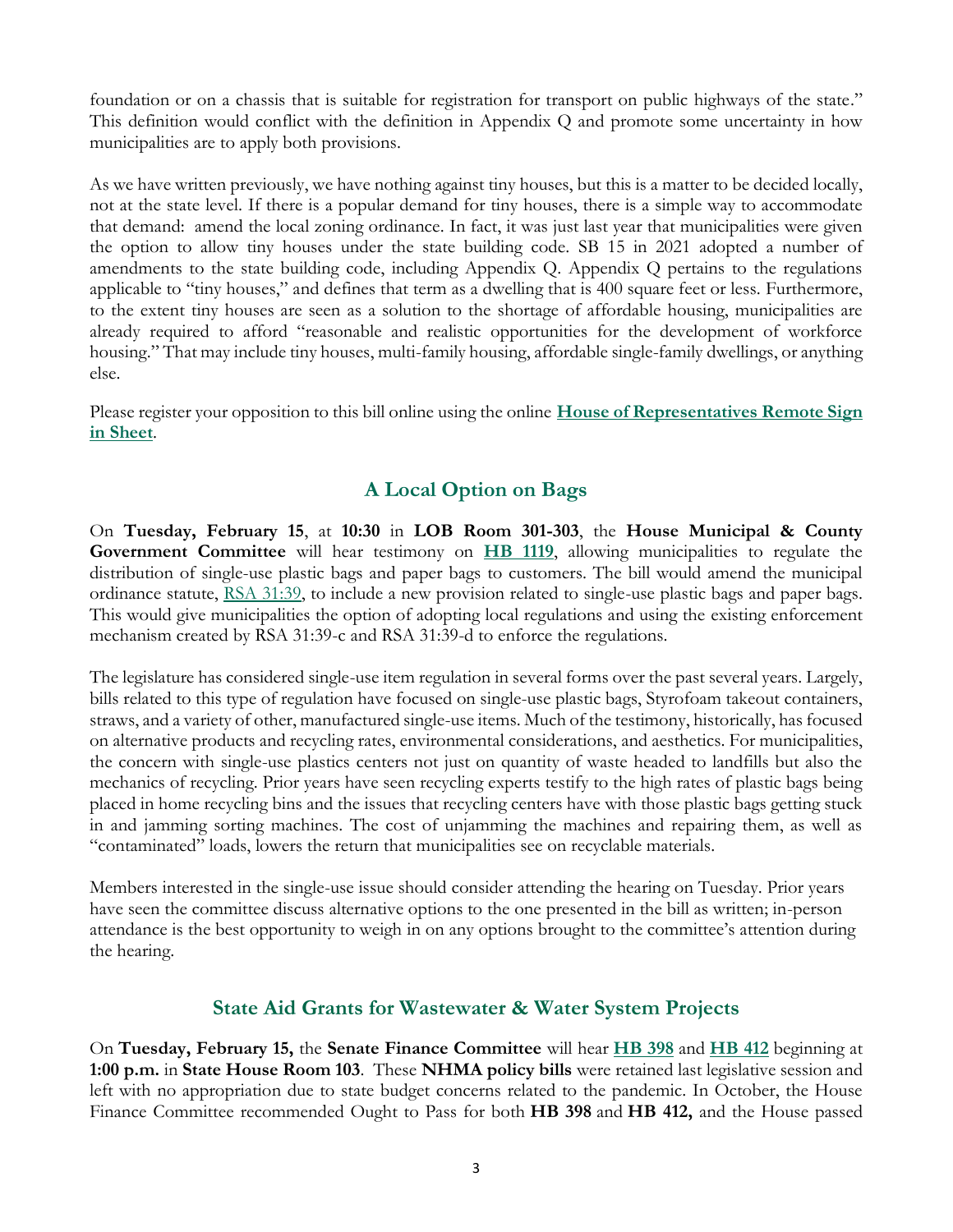foundation or on a chassis that is suitable for registration for transport on public highways of the state." This definition would conflict with the definition in Appendix Q and promote some uncertainty in how municipalities are to apply both provisions.

As we have written previously, we have nothing against tiny houses, but this is a matter to be decided locally, not at the state level. If there is a popular demand for tiny houses, there is a simple way to accommodate that demand: amend the local zoning ordinance. In fact, it was just last year that municipalities were given the option to allow tiny houses under the state building code. SB 15 in 2021 adopted a number of amendments to the state building code, including Appendix Q. Appendix Q pertains to the regulations applicable to "tiny houses," and defines that term as a dwelling that is 400 square feet or less. Furthermore, to the extent tiny houses are seen as a solution to the shortage of affordable housing, municipalities are already required to afford "reasonable and realistic opportunities for the development of workforce housing." That may include tiny houses, multi-family housing, affordable single-family dwellings, or anything else.

Please register your opposition to this bill online using the online **House of Representatives Remote Sign in Sheet**.

## A Local Option on Bags

On **Tuesday, February 15**, at **10:30** in **LOB Room 301-303**, the **House Municipal & County Government Committee** will hear testimony on **HB 1119**, allowing municipalities to regulate the distribution of single-use plastic bags and paper bags to customers. The bill would amend the municipal ordinance statute, RSA 31:39, to include a new provision related to single-use plastic bags and paper bags. This would give municipalities the option of adopting local regulations and using the existing enforcement mechanism created by RSA 31:39-c and RSA 31:39-d to enforce the regulations.

The legislature has considered single-use item regulation in several forms over the past several years. Largely, bills related to this type of regulation have focused on single-use plastic bags, Styrofoam takeout containers, straws, and a variety of other, manufactured single-use items. Much of the testimony, historically, has focused on alternative products and recycling rates, environmental considerations, and aesthetics. For municipalities, the concern with single-use plastics centers not just on quantity of waste headed to landfills but also the mechanics of recycling. Prior years have seen recycling experts testify to the high rates of plastic bags being placed in home recycling bins and the issues that recycling centers have with those plastic bags getting stuck in and jamming sorting machines. The cost of unjamming the machines and repairing them, as well as "contaminated" loads, lowers the return that municipalities see on recyclable materials.

Members interested in the single-use issue should consider attending the hearing on Tuesday. Prior years have seen the committee discuss alternative options to the one presented in the bill as written; in-person attendance is the best opportunity to weigh in on any options brought to the committee's attention during the hearing.

## State Aid Grants for Wastewater & Water System Projects

On **Tuesday, February 15,** the **Senate Finance Committee** will hear **HB 398** and **HB 412** beginning at **1:00 p.m.** in **State House Room 103**. These **NHMA policy bills** were retained last legislative session and left with no appropriation due to state budget concerns related to the pandemic. In October, the House Finance Committee recommended Ought to Pass for both **HB 398** and **HB 412,** and the House passed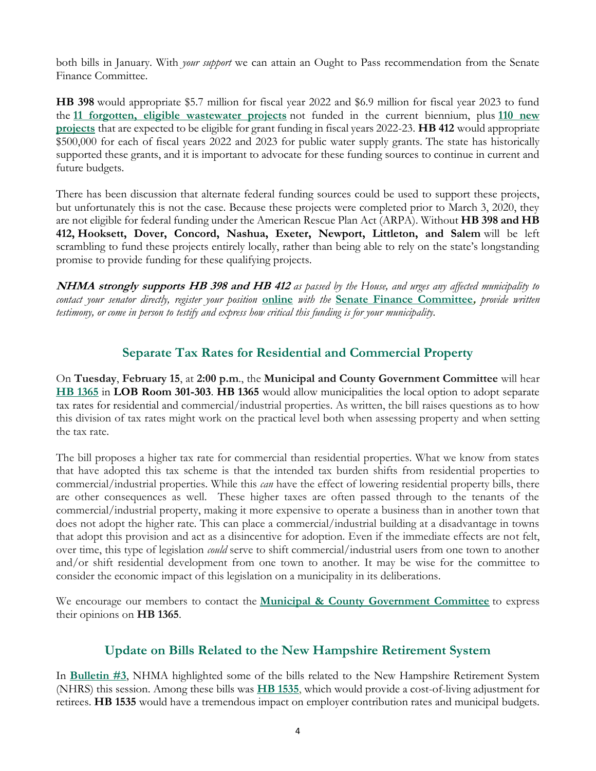both bills in January. With *your support* we can attain an Ought to Pass recommendation from the Senate Finance Committee.

**HB 398** would appropriate $5.7 million for fiscal year 2022 and $6.9 million for fiscal year 2023 to fund the **11 forgotten, eligible wastewater projects** not funded in the current biennium, plus **110 new projects** that are expected to be eligible for grant funding in fiscal years 2022-23. **HB 412** would appropriate $500,000 for each of fiscal years 2022 and 2023 for public water supply grants. The state has historically supported these grants, and it is important to advocate for these funding sources to continue in current and future budgets.

There has been discussion that alternate federal funding sources could be used to support these projects, but unfortunately this is not the case. Because these projects were completed prior to March 3, 2020, they are not eligible for federal funding under the American Rescue Plan Act (ARPA). Without **HB 398 and HB 412, Hooksett, Dover, Concord, Nashua, Exeter, Newport, Littleton, and Salem** will be left scrambling to fund these projects entirely locally, rather than being able to rely on the state's longstanding promise to provide funding for these qualifying projects.

***NHMA strongly supports HB 398 and HB 412*** *as passed by the House, and urges any affected municipality to contact your senator directly, register your position* **online** *with the* **Senate Finance Committee**, *provide written testimony, or come in person to testify and express how critical this funding is for your municipality.*

## Separate Tax Rates for Residential and Commercial Property

On **Tuesday**, **February 15**, at **2:00 p.m**., the **Municipal and County Government Committee** will hear **HB 1365** in **LOB Room 301-303**. **HB 1365** would allow municipalities the local option to adopt separate tax rates for residential and commercial/industrial properties. As written, the bill raises questions as to how this division of tax rates might work on the practical level both when assessing property and when setting the tax rate.

The bill proposes a higher tax rate for commercial than residential properties. What we know from states that have adopted this tax scheme is that the intended tax burden shifts from residential properties to commercial/industrial properties. While this *can* have the effect of lowering residential property bills, there are other consequences as well. These higher taxes are often passed through to the tenants of the commercial/industrial property, making it more expensive to operate a business than in another town that does not adopt the higher rate. This can place a commercial/industrial building at a disadvantage in towns that adopt this provision and act as a disincentive for adoption. Even if the immediate effects are not felt, over time, this type of legislation *could* serve to shift commercial/industrial users from one town to another and/or shift residential development from one town to another. It may be wise for the committee to consider the economic impact of this legislation on a municipality in its deliberations.

We encourage our members to contact the **Municipal & County Government Committee** to express their opinions on **HB 1365**.

## Update on Bills Related to the New Hampshire Retirement System

In **Bulletin #3**, NHMA highlighted some of the bills related to the New Hampshire Retirement System (NHRS) this session. Among these bills was **HB 1535**, which would provide a cost-of-living adjustment for retirees. **HB 1535** would have a tremendous impact on employer contribution rates and municipal budgets.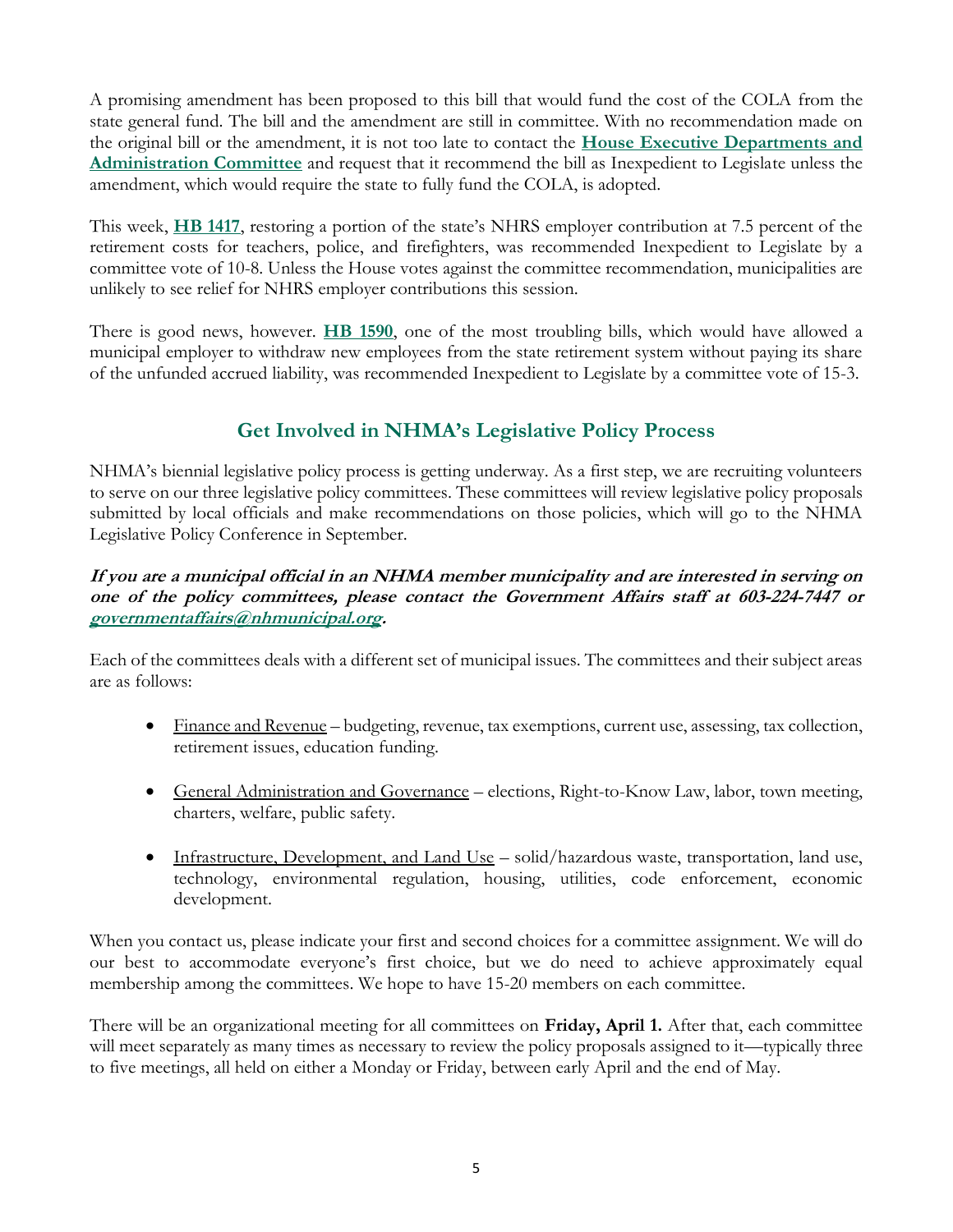A promising amendment has been proposed to this bill that would fund the cost of the COLA from the state general fund. The bill and the amendment are still in committee. With no recommendation made on the original bill or the amendment, it is not too late to contact the **House Executive Departments and Administration Committee** and request that it recommend the bill as Inexpedient to Legislate unless the amendment, which would require the state to fully fund the COLA, is adopted.

This week, **HB 1417**, restoring a portion of the state's NHRS employer contribution at 7.5 percent of the retirement costs for teachers, police, and firefighters, was recommended Inexpedient to Legislate by a committee vote of 10-8. Unless the House votes against the committee recommendation, municipalities are unlikely to see relief for NHRS employer contributions this session.

There is good news, however. **HB 1590**, one of the most troubling bills, which would have allowed a municipal employer to withdraw new employees from the state retirement system without paying its share of the unfunded accrued liability, was recommended Inexpedient to Legislate by a committee vote of 15-3.

## Get Involved in NHMA's Legislative Policy Process

NHMA's biennial legislative policy process is getting underway. As a first step, we are recruiting volunteers to serve on our three legislative policy committees. These committees will review legislative policy proposals submitted by local officials and make recommendations on those policies, which will go to the NHMA Legislative Policy Conference in September.

***If you are a municipal official in an NHMA member municipality and are interested in serving on one of the policy committees, please contact the Government Affairs staff at 603-224-7447 or governmentaffairs@nhmunicipal.org.***

Each of the committees deals with a different set of municipal issues. The committees and their subject areas are as follows:

- Finance and Revenue – budgeting, revenue, tax exemptions, current use, assessing, tax collection, retirement issues, education funding.
- General Administration and Governance – elections, Right-to-Know Law, labor, town meeting, charters, welfare, public safety.
- Infrastructure, Development, and Land Use – solid/hazardous waste, transportation, land use, technology, environmental regulation, housing, utilities, code enforcement, economic development.

When you contact us, please indicate your first and second choices for a committee assignment. We will do our best to accommodate everyone's first choice, but we do need to achieve approximately equal membership among the committees. We hope to have 15-20 members on each committee.

There will be an organizational meeting for all committees on **Friday, April 1.** After that, each committee will meet separately as many times as necessary to review the policy proposals assigned to it—typically three to five meetings, all held on either a Monday or Friday, between early April and the end of May.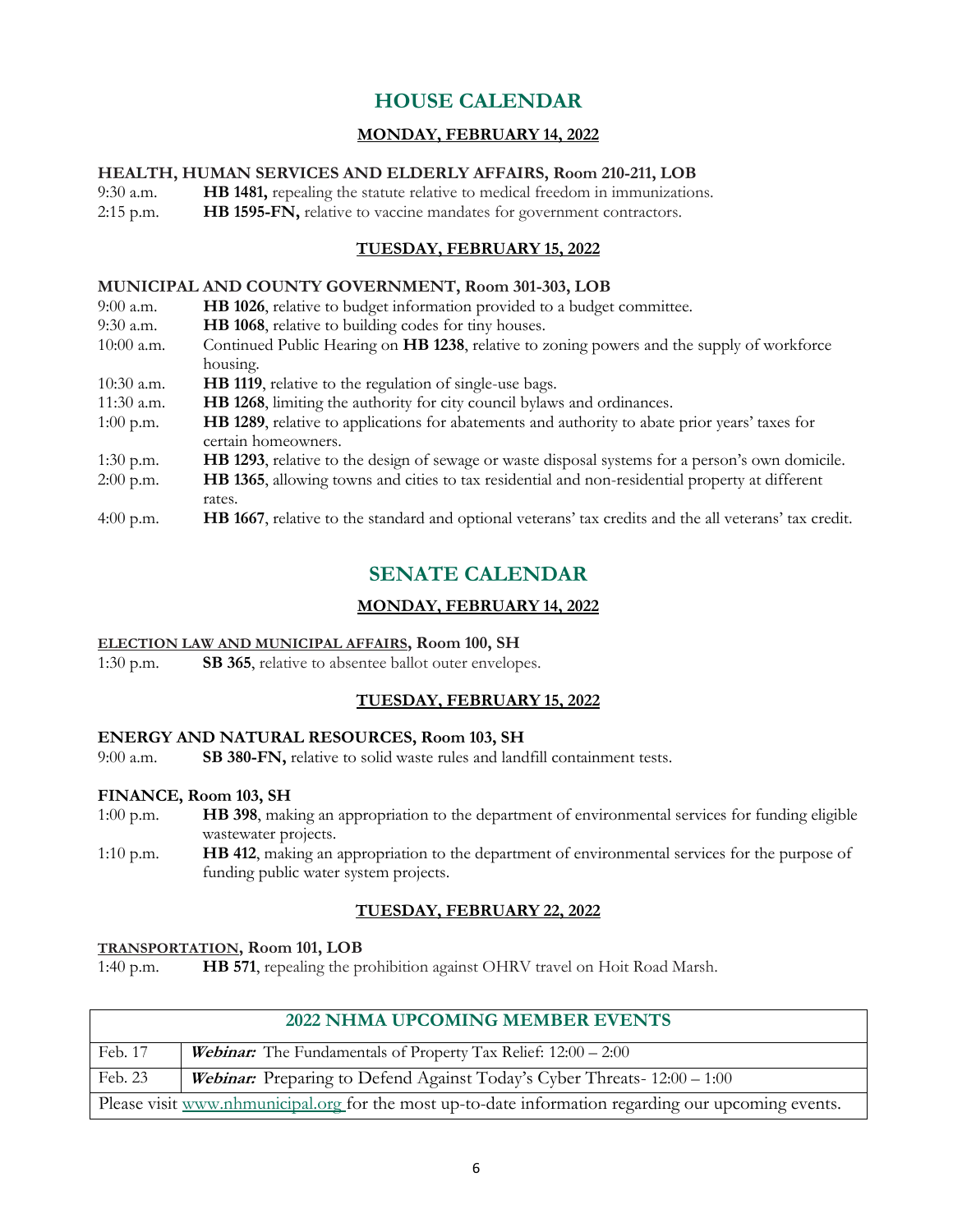# HOUSE CALENDAR

## MONDAY, FEBRUARY 14, 2022

**HEALTH, HUMAN SERVICES AND ELDERLY AFFAIRS, Room 210-211, LOB**

| | |
|---|---|
| 9:30 a.m. | **HB 1481,** repealing the statute relative to medical freedom in immunizations. |
| 2:15 p.m. | **HB 1595-FN,** relative to vaccine mandates for government contractors. |

## TUESDAY, FEBRUARY 15, 2022

**MUNICIPAL AND COUNTY GOVERNMENT, Room 301-303, LOB**

| | |
|---|---|
| 9:00 a.m. | **HB 1026**, relative to budget information provided to a budget committee. |
| 9:30 a.m. | **HB 1068**, relative to building codes for tiny houses. |
| 10:00 a.m. | Continued Public Hearing on **HB 1238**, relative to zoning powers and the supply of workforce housing. |
| 10:30 a.m. | **HB 1119**, relative to the regulation of single-use bags. |
| 11:30 a.m. | **HB 1268**, limiting the authority for city council bylaws and ordinances. |
| 1:00 p.m. | **HB 1289**, relative to applications for abatements and authority to abate prior years' taxes for certain homeowners. |
| 1:30 p.m. | **HB 1293**, relative to the design of sewage or waste disposal systems for a person's own domicile. |
| 2:00 p.m. | **HB 1365**, allowing towns and cities to tax residential and non-residential property at different rates. |
| 4:00 p.m. | **HB 1667**, relative to the standard and optional veterans' tax credits and the all veterans' tax credit. |

# SENATE CALENDAR

## MONDAY, FEBRUARY 14, 2022

**ELECTION LAW AND MUNICIPAL AFFAIRS, Room 100, SH**

| | |
|---|---|
| 1:30 p.m. | **SB 365**, relative to absentee ballot outer envelopes. |

## TUESDAY, FEBRUARY 15, 2022

**ENERGY AND NATURAL RESOURCES, Room 103, SH**

| | |
|---|---|
| 9:00 a.m. | **SB 380-FN,** relative to solid waste rules and landfill containment tests. |

**FINANCE, Room 103, SH**

| | |
|---|---|
| 1:00 p.m. | **HB 398**, making an appropriation to the department of environmental services for funding eligible wastewater projects. |
| 1:10 p.m. | **HB 412**, making an appropriation to the department of environmental services for the purpose of funding public water system projects. |

## TUESDAY, FEBRUARY 22, 2022

**TRANSPORTATION, Room 101, LOB**

| | |
|---|---|
| 1:40 p.m. | **HB 571**, repealing the prohibition against OHRV travel on Hoit Road Marsh. |

| 2022 NHMA UPCOMING MEMBER EVENTS | |
|---|---|
| Feb. 17 | ***Webinar:*** The Fundamentals of Property Tax Relief: 12:00 – 2:00 |
| Feb. 23 | ***Webinar:*** Preparing to Defend Against Today's Cyber Threats- 12:00 – 1:00 |
| Please visit www.nhmunicipal.org for the most up-to-date information regarding our upcoming events. | |